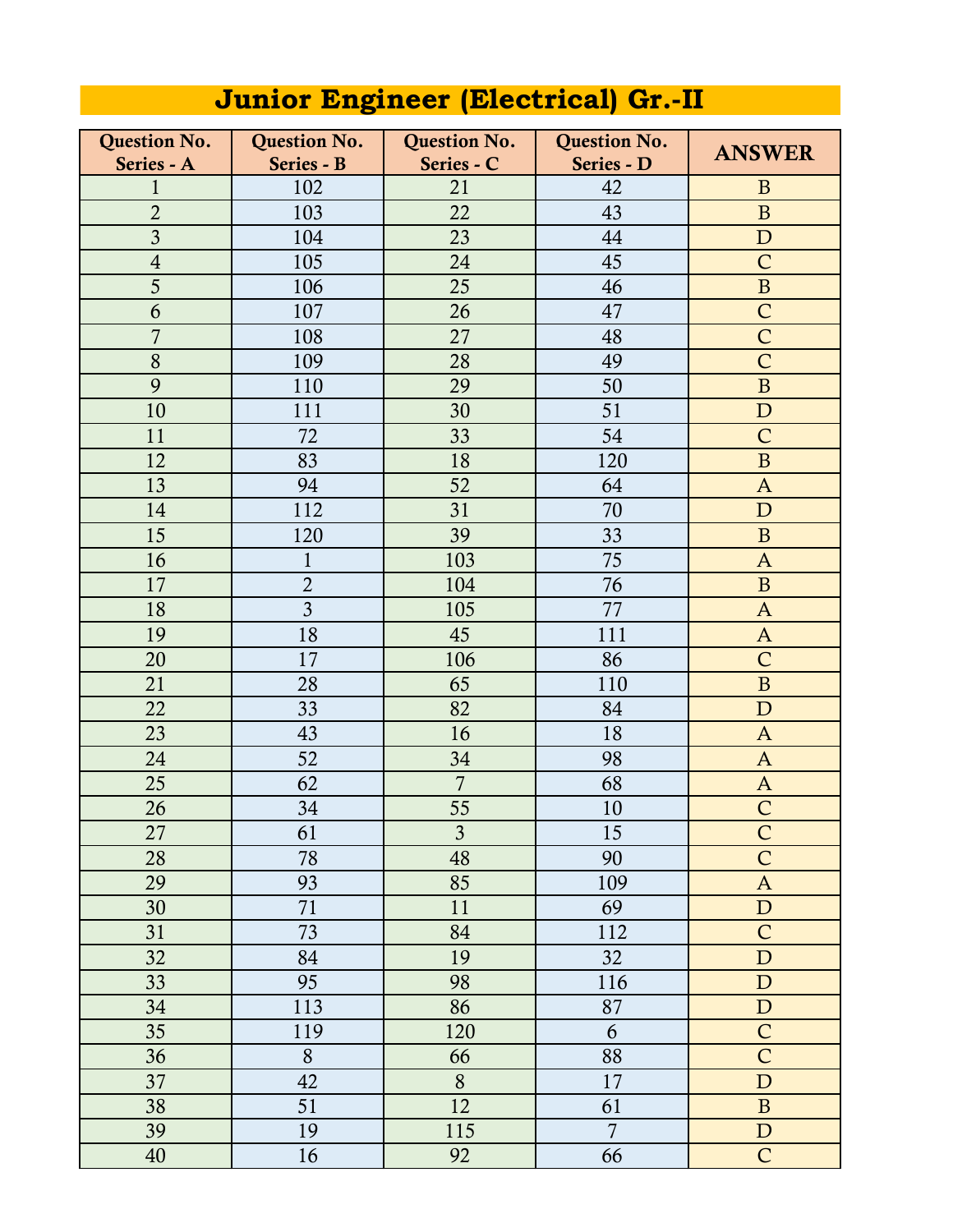# Junior Engineer (Electrical) Gr.-II

| Question No. Series - A | Question No. Series - B | Question No. Series - C | Question No. Series - D | ANSWER |
|---|---|---|---|---|
| 1 | 102 | 21 | 42 | B |
| 2 | 103 | 22 | 43 | B |
| 3 | 104 | 23 | 44 | D |
| 4 | 105 | 24 | 45 | C |
| 5 | 106 | 25 | 46 | B |
| 6 | 107 | 26 | 47 | C |
| 7 | 108 | 27 | 48 | C |
| 8 | 109 | 28 | 49 | C |
| 9 | 110 | 29 | 50 | B |
| 10 | 111 | 30 | 51 | D |
| 11 | 72 | 33 | 54 | C |
| 12 | 83 | 18 | 120 | B |
| 13 | 94 | 52 | 64 | A |
| 14 | 112 | 31 | 70 | D |
| 15 | 120 | 39 | 33 | B |
| 16 | 1 | 103 | 75 | A |
| 17 | 2 | 104 | 76 | B |
| 18 | 3 | 105 | 77 | A |
| 19 | 18 | 45 | 111 | A |
| 20 | 17 | 106 | 86 | C |
| 21 | 28 | 65 | 110 | B |
| 22 | 33 | 82 | 84 | D |
| 23 | 43 | 16 | 18 | A |
| 24 | 52 | 34 | 98 | A |
| 25 | 62 | 7 | 68 | A |
| 26 | 34 | 55 | 10 | C |
| 27 | 61 | 3 | 15 | C |
| 28 | 78 | 48 | 90 | C |
| 29 | 93 | 85 | 109 | A |
| 30 | 71 | 11 | 69 | D |
| 31 | 73 | 84 | 112 | C |
| 32 | 84 | 19 | 32 | D |
| 33 | 95 | 98 | 116 | D |
| 34 | 113 | 86 | 87 | D |
| 35 | 119 | 120 | 6 | C |
| 36 | 8 | 66 | 88 | C |
| 37 | 42 | 8 | 17 | D |
| 38 | 51 | 12 | 61 | B |
| 39 | 19 | 115 | 7 | D |
| 40 | 16 | 92 | 66 | C |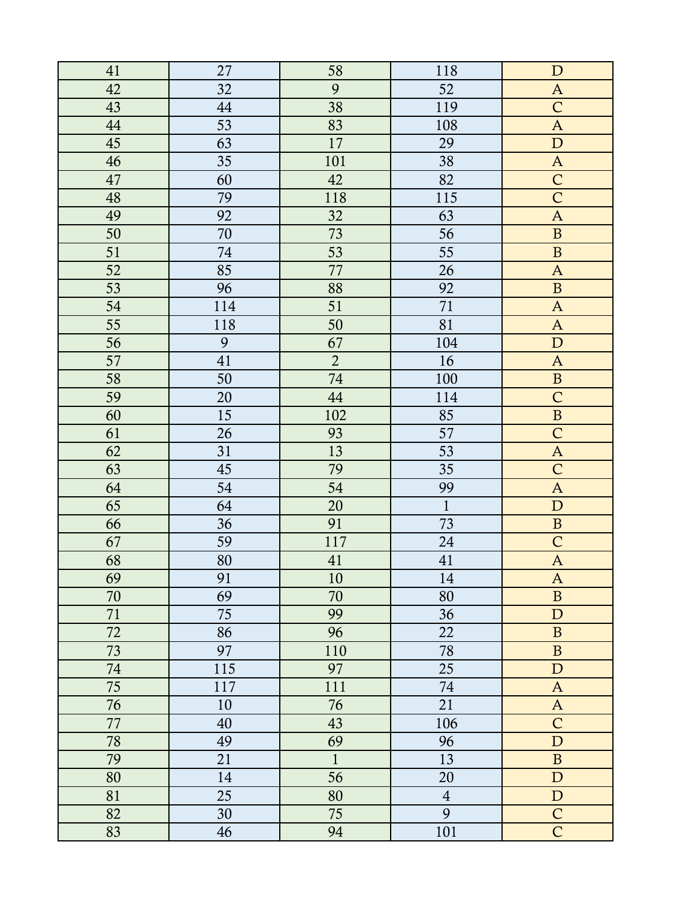| 41 | 27 | 58 | 118 | D |
|---|---|---|---|---|
| 42 | 32 | 9 | 52 | A |
| 43 | 44 | 38 | 119 | C |
| 44 | 53 | 83 | 108 | A |
| 45 | 63 | 17 | 29 | D |
| 46 | 35 | 101 | 38 | A |
| 47 | 60 | 42 | 82 | C |
| 48 | 79 | 118 | 115 | C |
| 49 | 92 | 32 | 63 | A |
| 50 | 70 | 73 | 56 | B |
| 51 | 74 | 53 | 55 | B |
| 52 | 85 | 77 | 26 | A |
| 53 | 96 | 88 | 92 | B |
| 54 | 114 | 51 | 71 | A |
| 55 | 118 | 50 | 81 | A |
| 56 | 9 | 67 | 104 | D |
| 57 | 41 | 2 | 16 | A |
| 58 | 50 | 74 | 100 | B |
| 59 | 20 | 44 | 114 | C |
| 60 | 15 | 102 | 85 | B |
| 61 | 26 | 93 | 57 | C |
| 62 | 31 | 13 | 53 | A |
| 63 | 45 | 79 | 35 | C |
| 64 | 54 | 54 | 99 | A |
| 65 | 64 | 20 | 1 | D |
| 66 | 36 | 91 | 73 | B |
| 67 | 59 | 117 | 24 | C |
| 68 | 80 | 41 | 41 | A |
| 69 | 91 | 10 | 14 | A |
| 70 | 69 | 70 | 80 | B |
| 71 | 75 | 99 | 36 | D |
| 72 | 86 | 96 | 22 | B |
| 73 | 97 | 110 | 78 | B |
| 74 | 115 | 97 | 25 | D |
| 75 | 117 | 111 | 74 | A |
| 76 | 10 | 76 | 21 | A |
| 77 | 40 | 43 | 106 | C |
| 78 | 49 | 69 | 96 | D |
| 79 | 21 | 1 | 13 | B |
| 80 | 14 | 56 | 20 | D |
| 81 | 25 | 80 | 4 | D |
| 82 | 30 | 75 | 9 | C |
| 83 | 46 | 94 | 101 | C |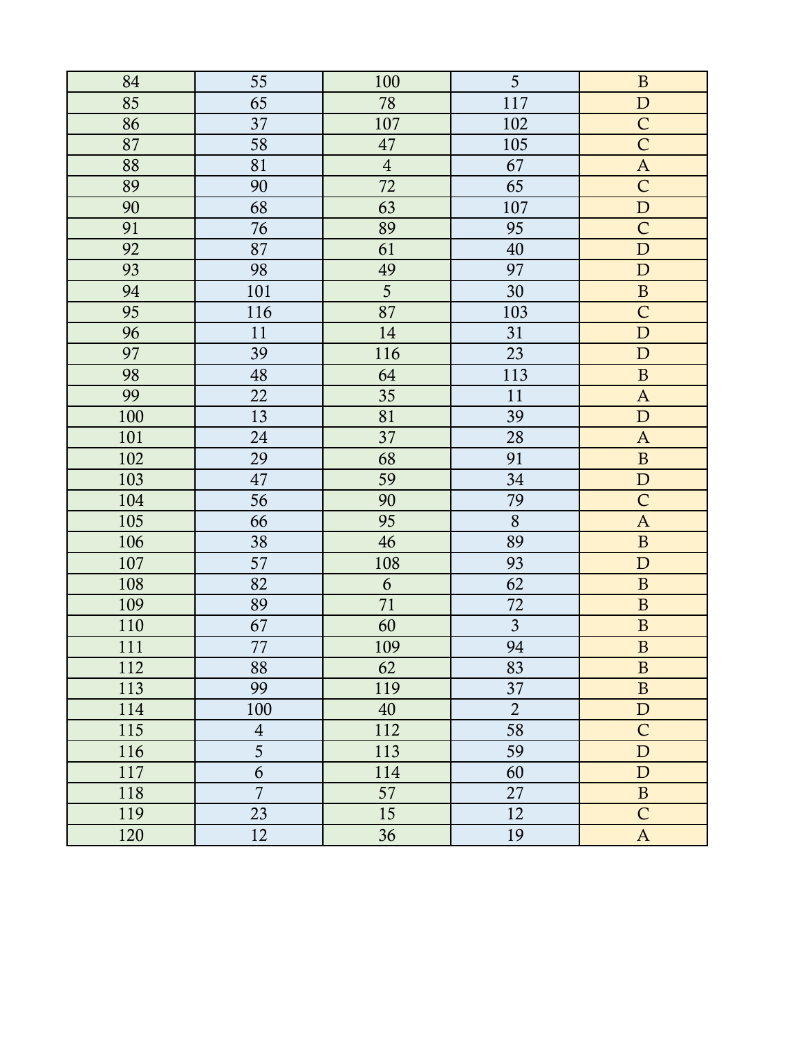| | | | | |
|---|---|---|---|---|
| 84 | 55 | 100 | 5 | B |
| 85 | 65 | 78 | 117 | D |
| 86 | 37 | 107 | 102 | C |
| 87 | 58 | 47 | 105 | C |
| 88 | 81 | 4 | 67 | A |
| 89 | 90 | 72 | 65 | C |
| 90 | 68 | 63 | 107 | D |
| 91 | 76 | 89 | 95 | C |
| 92 | 87 | 61 | 40 | D |
| 93 | 98 | 49 | 97 | D |
| 94 | 101 | 5 | 30 | B |
| 95 | 116 | 87 | 103 | C |
| 96 | 11 | 14 | 31 | D |
| 97 | 39 | 116 | 23 | D |
| 98 | 48 | 64 | 113 | B |
| 99 | 22 | 35 | 11 | A |
| 100 | 13 | 81 | 39 | D |
| 101 | 24 | 37 | 28 | A |
| 102 | 29 | 68 | 91 | B |
| 103 | 47 | 59 | 34 | D |
| 104 | 56 | 90 | 79 | C |
| 105 | 66 | 95 | 8 | A |
| 106 | 38 | 46 | 89 | B |
| 107 | 57 | 108 | 93 | D |
| 108 | 82 | 6 | 62 | B |
| 109 | 89 | 71 | 72 | B |
| 110 | 67 | 60 | 3 | B |
| 111 | 77 | 109 | 94 | B |
| 112 | 88 | 62 | 83 | B |
| 113 | 99 | 119 | 37 | B |
| 114 | 100 | 40 | 2 | D |
| 115 | 4 | 112 | 58 | C |
| 116 | 5 | 113 | 59 | D |
| 117 | 6 | 114 | 60 | D |
| 118 | 7 | 57 | 27 | B |
| 119 | 23 | 15 | 12 | C |
| 120 | 12 | 36 | 19 | A |